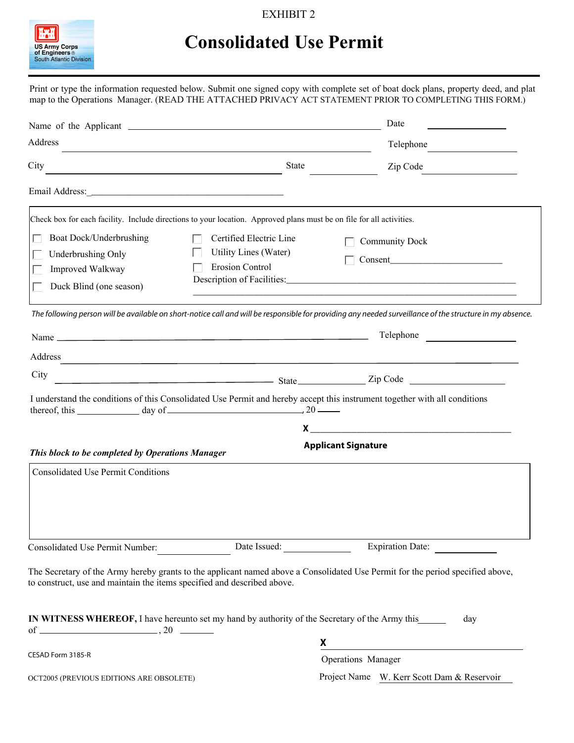EXHIBIT 2

US Army Corps of Engineers® South Atlantic Division

# Consolidated Use Permit

Print or type the information requested below. Submit one signed copy with complete set of boat dock plans, property deed, and plat map to the Operations Manager. (READ THE ATTACHED PRIVACY ACT STATEMENT PRIOR TO COMPLETING THIS FORM.)

Name of the Applicant ______________________________ Date ____________

Address ______________________________ Telephone ____________

City ______________________________ State ____________ Zip Code ____________

Email Address: ______________________________

Check box for each facility. Include directions to your location. Approved plans must be on file for all activities.

- [ ] Boat Dock/Underbrushing
- [ ] Underbrushing Only
- [ ] Improved Walkway
- [ ] Duck Blind (one season)
- [ ] Certified Electric Line
- [ ] Utility Lines (Water)
- [ ] Erosion Control
- [ ] Community Dock
- [ ] Consent ______________________________

Description of Facilities: ______________________________

*The following person will be available on short-notice call and will be responsible for providing any needed surveillance of the structure in my absence.*

Name ______________________________ Telephone ____________

Address ______________________________

City ______________________________ State ____________ Zip Code ____________

I understand the conditions of this Consolidated Use Permit and hereby accept this instrument together with all conditions thereof, this ________ day of ______________________, 20 ____

**X** ______________________________

**Applicant Signature**

***This block to be completed by Operations Manager***

Consolidated Use Permit Conditions

Consolidated Use Permit Number: ____________ Date Issued: ____________ Expiration Date: ____________

The Secretary of the Army hereby grants to the applicant named above a Consolidated Use Permit for the period specified above, to construct, use and maintain the items specified and described above.

**IN WITNESS WHEREOF,** I have hereunto set my hand by authority of the Secretary of the Army this ______ day of ______________________, 20 ________

**X** ______________________________

Operations Manager

Project Name W. Kerr Scott Dam & Reservoir

CESAD Form 3185-R

OCT2005 (PREVIOUS EDITIONS ARE OBSOLETE)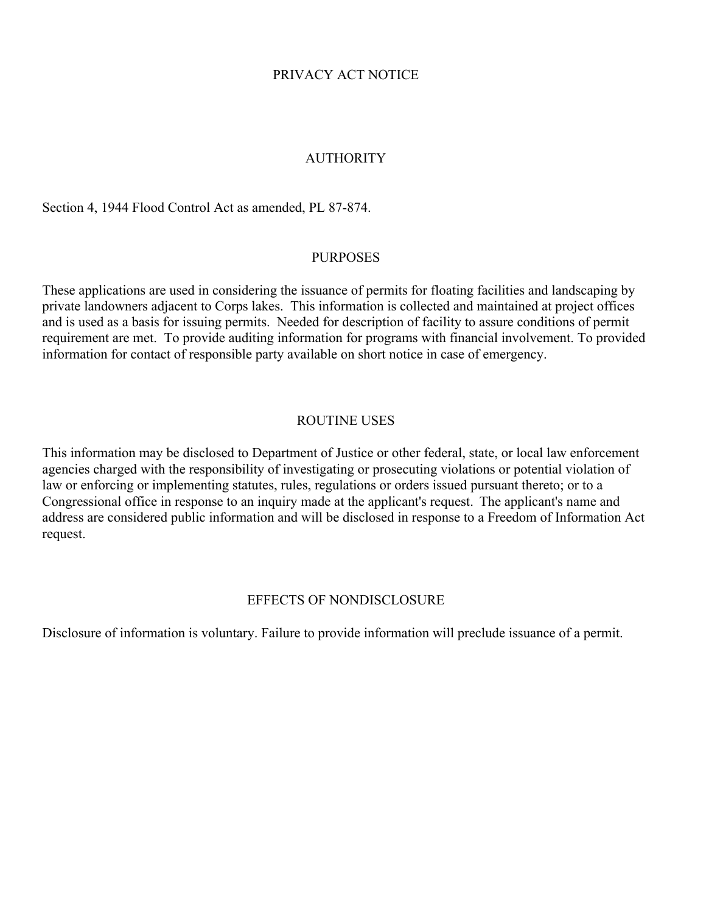# PRIVACY ACT NOTICE

## AUTHORITY

Section 4, 1944 Flood Control Act as amended, PL 87-874.

## PURPOSES

These applications are used in considering the issuance of permits for floating facilities and landscaping by private landowners adjacent to Corps lakes. This information is collected and maintained at project offices and is used as a basis for issuing permits. Needed for description of facility to assure conditions of permit requirement are met. To provide auditing information for programs with financial involvement. To provided information for contact of responsible party available on short notice in case of emergency.

## ROUTINE USES

This information may be disclosed to Department of Justice or other federal, state, or local law enforcement agencies charged with the responsibility of investigating or prosecuting violations or potential violation of law or enforcing or implementing statutes, rules, regulations or orders issued pursuant thereto; or to a Congressional office in response to an inquiry made at the applicant's request. The applicant's name and address are considered public information and will be disclosed in response to a Freedom of Information Act request.

## EFFECTS OF NONDISCLOSURE

Disclosure of information is voluntary. Failure to provide information will preclude issuance of a permit.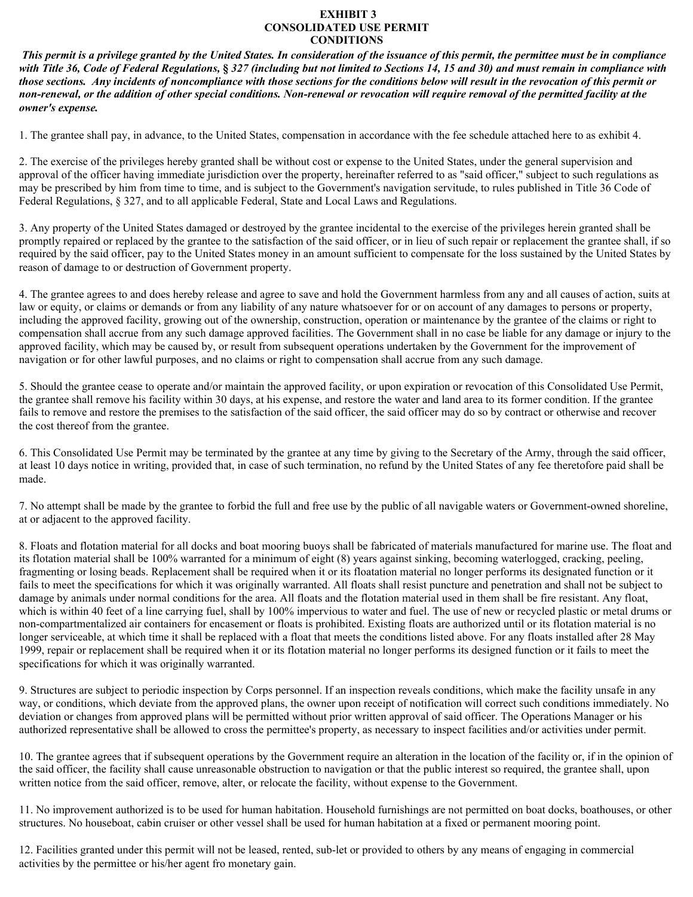# EXHIBIT 3
# CONSOLIDATED USE PERMIT
# CONDITIONS

***This permit is a privilege granted by the United States. In consideration of the issuance of this permit, the permittee must be in compliance with Title 36, Code of Federal Regulations, § 327 (including but not limited to Sections 14, 15 and 30) and must remain in compliance with those sections. Any incidents of noncompliance with those sections for the conditions below will result in the revocation of this permit or non-renewal, or the addition of other special conditions. Non-renewal or revocation will require removal of the permitted facility at the owner's expense.***

1. The grantee shall pay, in advance, to the United States, compensation in accordance with the fee schedule attached here to as exhibit 4.

2. The exercise of the privileges hereby granted shall be without cost or expense to the United States, under the general supervision and approval of the officer having immediate jurisdiction over the property, hereinafter referred to as "said officer," subject to such regulations as may be prescribed by him from time to time, and is subject to the Government's navigation servitude, to rules published in Title 36 Code of Federal Regulations, § 327, and to all applicable Federal, State and Local Laws and Regulations.

3. Any property of the United States damaged or destroyed by the grantee incidental to the exercise of the privileges herein granted shall be promptly repaired or replaced by the grantee to the satisfaction of the said officer, or in lieu of such repair or replacement the grantee shall, if so required by the said officer, pay to the United States money in an amount sufficient to compensate for the loss sustained by the United States by reason of damage to or destruction of Government property.

4. The grantee agrees to and does hereby release and agree to save and hold the Government harmless from any and all causes of action, suits at law or equity, or claims or demands or from any liability of any nature whatsoever for or on account of any damages to persons or property, including the approved facility, growing out of the ownership, construction, operation or maintenance by the grantee of the claims or right to compensation shall accrue from any such damage approved facilities. The Government shall in no case be liable for any damage or injury to the approved facility, which may be caused by, or result from subsequent operations undertaken by the Government for the improvement of navigation or for other lawful purposes, and no claims or right to compensation shall accrue from any such damage.

5. Should the grantee cease to operate and/or maintain the approved facility, or upon expiration or revocation of this Consolidated Use Permit, the grantee shall remove his facility within 30 days, at his expense, and restore the water and land area to its former condition. If the grantee fails to remove and restore the premises to the satisfaction of the said officer, the said officer may do so by contract or otherwise and recover the cost thereof from the grantee.

6. This Consolidated Use Permit may be terminated by the grantee at any time by giving to the Secretary of the Army, through the said officer, at least 10 days notice in writing, provided that, in case of such termination, no refund by the United States of any fee theretofore paid shall be made.

7. No attempt shall be made by the grantee to forbid the full and free use by the public of all navigable waters or Government-owned shoreline, at or adjacent to the approved facility.

8. Floats and flotation material for all docks and boat mooring buoys shall be fabricated of materials manufactured for marine use. The float and its flotation material shall be 100% warranted for a minimum of eight (8) years against sinking, becoming waterlogged, cracking, peeling, fragmenting or losing beads. Replacement shall be required when it or its floatation material no longer performs its designated function or it fails to meet the specifications for which it was originally warranted. All floats shall resist puncture and penetration and shall not be subject to damage by animals under normal conditions for the area. All floats and the flotation material used in them shall be fire resistant. Any float, which is within 40 feet of a line carrying fuel, shall by 100% impervious to water and fuel. The use of new or recycled plastic or metal drums or non-compartmentalized air containers for encasement or floats is prohibited. Existing floats are authorized until or its flotation material is no longer serviceable, at which time it shall be replaced with a float that meets the conditions listed above. For any floats installed after 28 May 1999, repair or replacement shall be required when it or its flotation material no longer performs its designed function or it fails to meet the specifications for which it was originally warranted.

9. Structures are subject to periodic inspection by Corps personnel. If an inspection reveals conditions, which make the facility unsafe in any way, or conditions, which deviate from the approved plans, the owner upon receipt of notification will correct such conditions immediately. No deviation or changes from approved plans will be permitted without prior written approval of said officer. The Operations Manager or his authorized representative shall be allowed to cross the permittee's property, as necessary to inspect facilities and/or activities under permit.

10. The grantee agrees that if subsequent operations by the Government require an alteration in the location of the facility or, if in the opinion of the said officer, the facility shall cause unreasonable obstruction to navigation or that the public interest so required, the grantee shall, upon written notice from the said officer, remove, alter, or relocate the facility, without expense to the Government.

11. No improvement authorized is to be used for human habitation. Household furnishings are not permitted on boat docks, boathouses, or other structures. No houseboat, cabin cruiser or other vessel shall be used for human habitation at a fixed or permanent mooring point.

12. Facilities granted under this permit will not be leased, rented, sub-let or provided to others by any means of engaging in commercial activities by the permittee or his/her agent fro monetary gain.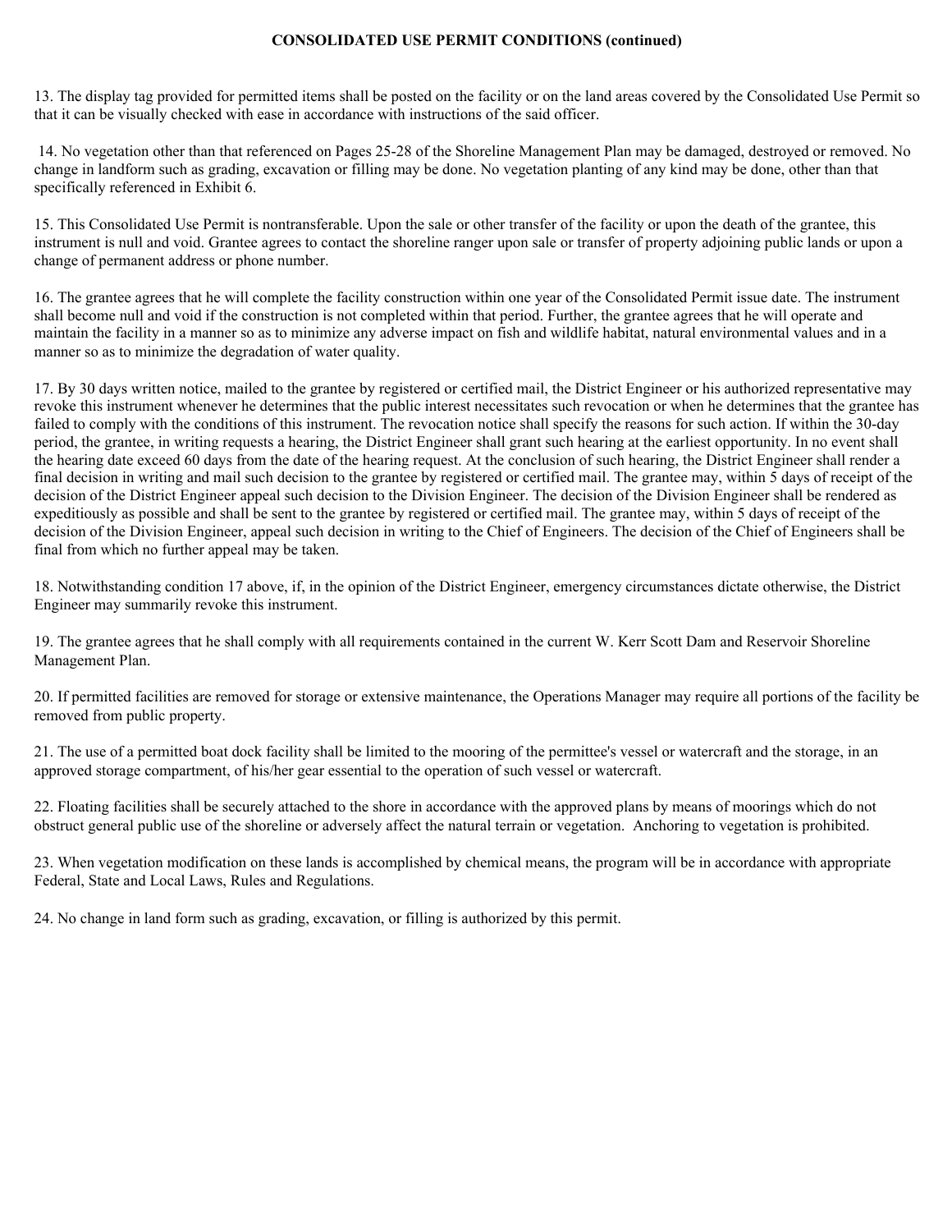**CONSOLIDATED USE PERMIT CONDITIONS (continued)**

13. The display tag provided for permitted items shall be posted on the facility or on the land areas covered by the Consolidated Use Permit so that it can be visually checked with ease in accordance with instructions of the said officer.

14. No vegetation other than that referenced on Pages 25-28 of the Shoreline Management Plan may be damaged, destroyed or removed. No change in landform such as grading, excavation or filling may be done. No vegetation planting of any kind may be done, other than that specifically referenced in Exhibit 6.

15. This Consolidated Use Permit is nontransferable. Upon the sale or other transfer of the facility or upon the death of the grantee, this instrument is null and void. Grantee agrees to contact the shoreline ranger upon sale or transfer of property adjoining public lands or upon a change of permanent address or phone number.

16. The grantee agrees that he will complete the facility construction within one year of the Consolidated Permit issue date. The instrument shall become null and void if the construction is not completed within that period. Further, the grantee agrees that he will operate and maintain the facility in a manner so as to minimize any adverse impact on fish and wildlife habitat, natural environmental values and in a manner so as to minimize the degradation of water quality.

17. By 30 days written notice, mailed to the grantee by registered or certified mail, the District Engineer or his authorized representative may revoke this instrument whenever he determines that the public interest necessitates such revocation or when he determines that the grantee has failed to comply with the conditions of this instrument. The revocation notice shall specify the reasons for such action. If within the 30-day period, the grantee, in writing requests a hearing, the District Engineer shall grant such hearing at the earliest opportunity. In no event shall the hearing date exceed 60 days from the date of the hearing request. At the conclusion of such hearing, the District Engineer shall render a final decision in writing and mail such decision to the grantee by registered or certified mail. The grantee may, within 5 days of receipt of the decision of the District Engineer appeal such decision to the Division Engineer. The decision of the Division Engineer shall be rendered as expeditiously as possible and shall be sent to the grantee by registered or certified mail. The grantee may, within 5 days of receipt of the decision of the Division Engineer, appeal such decision in writing to the Chief of Engineers. The decision of the Chief of Engineers shall be final from which no further appeal may be taken.

18. Notwithstanding condition 17 above, if, in the opinion of the District Engineer, emergency circumstances dictate otherwise, the District Engineer may summarily revoke this instrument.

19. The grantee agrees that he shall comply with all requirements contained in the current W. Kerr Scott Dam and Reservoir Shoreline Management Plan.

20. If permitted facilities are removed for storage or extensive maintenance, the Operations Manager may require all portions of the facility be removed from public property.

21. The use of a permitted boat dock facility shall be limited to the mooring of the permittee's vessel or watercraft and the storage, in an approved storage compartment, of his/her gear essential to the operation of such vessel or watercraft.

22. Floating facilities shall be securely attached to the shore in accordance with the approved plans by means of moorings which do not obstruct general public use of the shoreline or adversely affect the natural terrain or vegetation. Anchoring to vegetation is prohibited.

23. When vegetation modification on these lands is accomplished by chemical means, the program will be in accordance with appropriate Federal, State and Local Laws, Rules and Regulations.

24. No change in land form such as grading, excavation, or filling is authorized by this permit.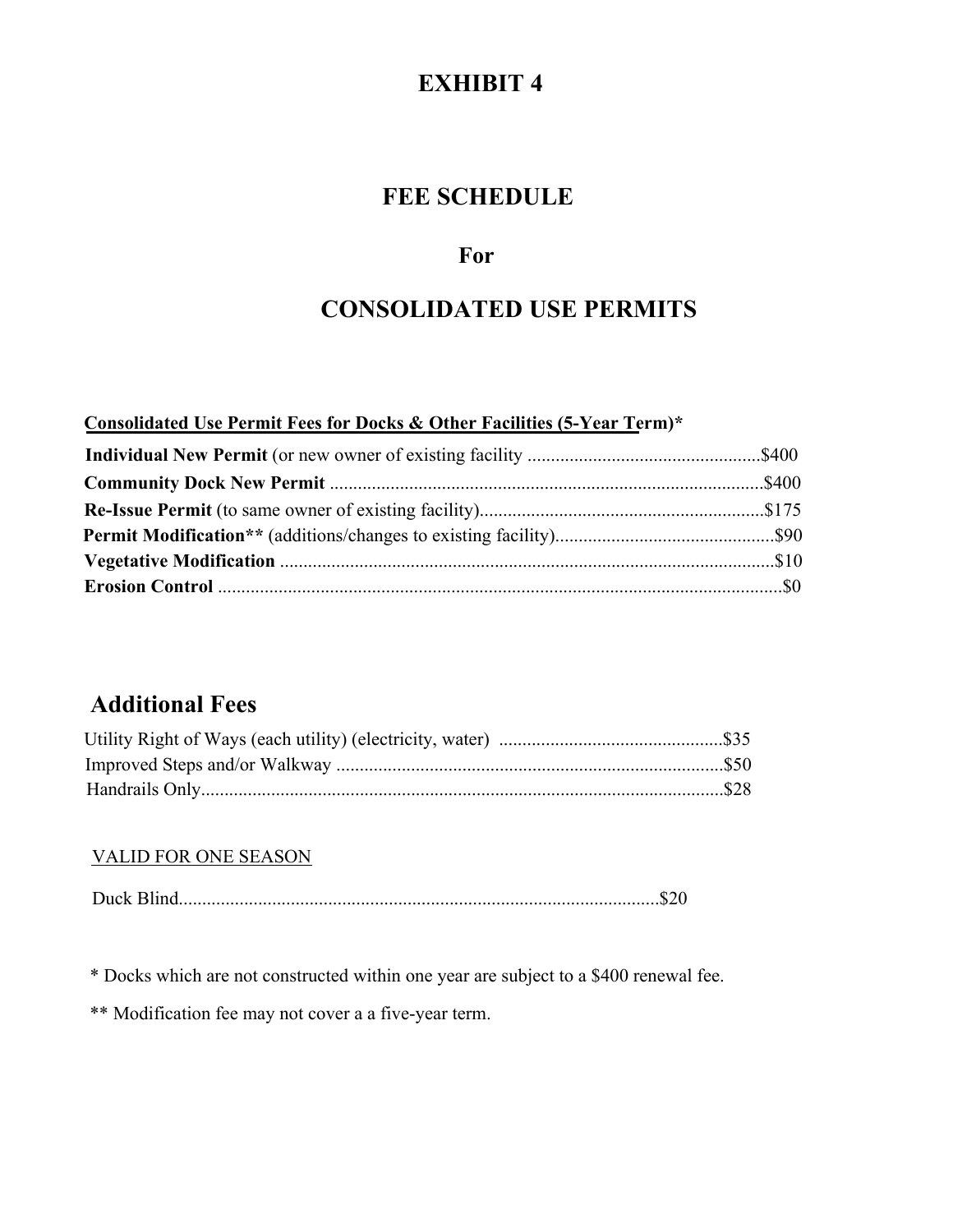# EXHIBIT 4

# FEE SCHEDULE

## For

# CONSOLIDATED USE PERMITS

**<u>Consolidated Use Permit Fees for Docks & Other Facilities (5-Year Term)*</u>**

**Individual New Permit** (or new owner of existing facility ..................................................$400
**Community Dock New Permit** ............................................................................................$400
**Re-Issue Permit** (to same owner of existing facility)............................................................$175
**Permit Modification**** (additions/changes to existing facility)...............................................$90
**Vegetative Modification** .........................................................................................................$10
**Erosion Control** ........................................................................................................................$0

## Additional Fees

Utility Right of Ways (each utility) (electricity, water) ................................................$35
Improved Steps and/or Walkway ..................................................................................$50
Handrails Only...............................................................................................................$28

<u>VALID FOR ONE SEASON</u>

Duck Blind.....................................................................................................$20

* Docks which are not constructed within one year are subject to a $400 renewal fee.

** Modification fee may not cover a a five-year term.